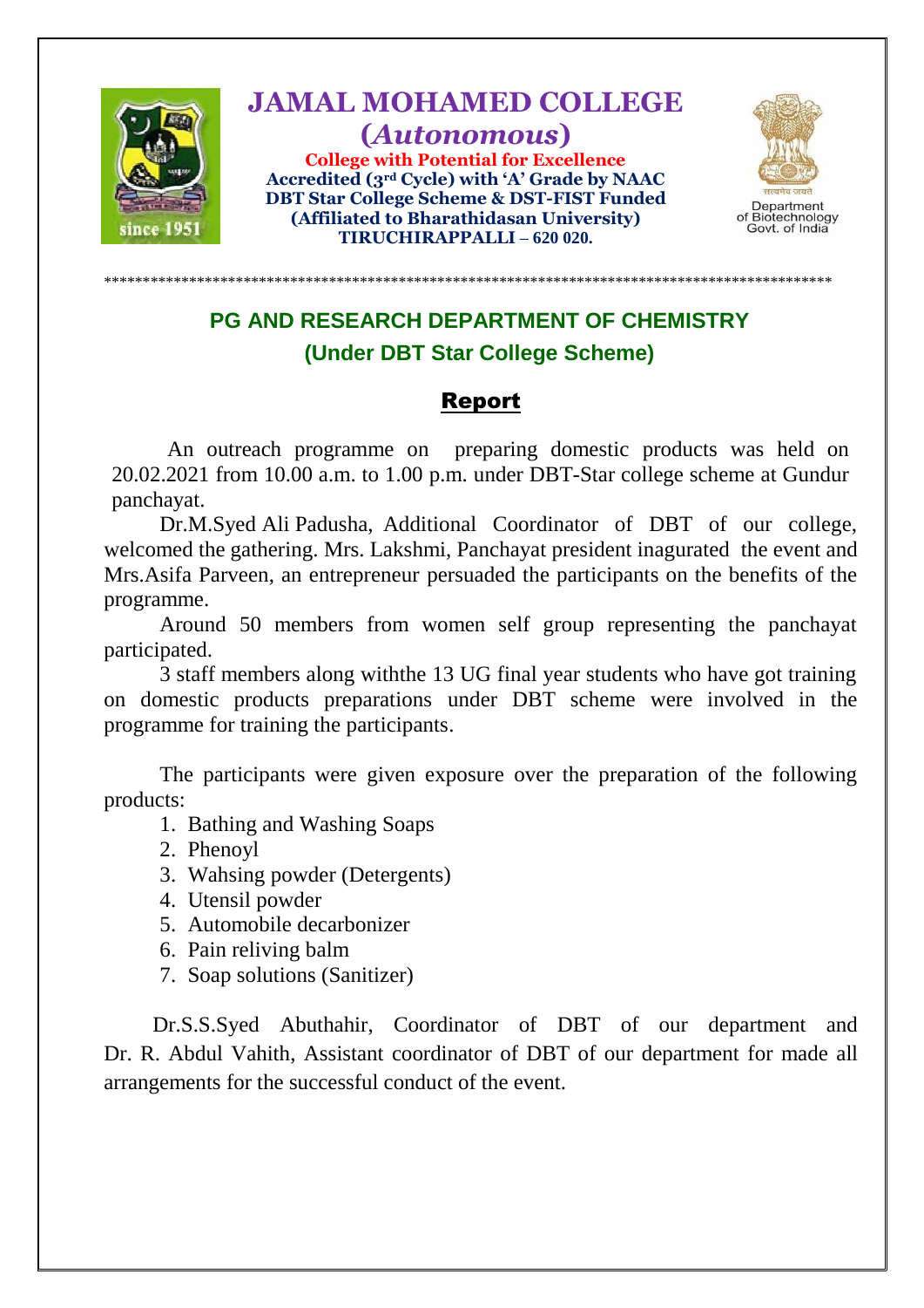# JAMAL MOHAMED COLLEGE
## (*Autonomous*)

**College with Potential for Excellence**
**Accredited (3rd Cycle) with 'A' Grade by NAAC**
**DBT Star College Scheme & DST-FIST Funded**
**(Affiliated to Bharathidasan University)**
**TIRUCHIRAPPALLI – 620 020.**

Department of Biotechnology
Govt. of India

## PG AND RESEARCH DEPARTMENT OF CHEMISTRY
### (Under DBT Star College Scheme)

### Report

An outreach programme on preparing domestic products was held on 20.02.2021 from 10.00 a.m. to 1.00 p.m. under DBT-Star college scheme at Gundur panchayat.

Dr.M.Syed Ali Padusha, Additional Coordinator of DBT of our college, welcomed the gathering. Mrs. Lakshmi, Panchayat president inagurated the event and Mrs.Asifa Parveen, an entrepreneur persuaded the participants on the benefits of the programme.

Around 50 members from women self group representing the panchayat participated.

3 staff members along withthe 13 UG final year students who have got training on domestic products preparations under DBT scheme were involved in the programme for training the participants.

The participants were given exposure over the preparation of the following products:

1. Bathing and Washing Soaps
2. Phenoyl
3. Wahsing powder (Detergents)
4. Utensil powder
5. Automobile decarbonizer
6. Pain reliving balm
7. Soap solutions (Sanitizer)

Dr.S.S.Syed Abuthahir, Coordinator of DBT of our department and Dr. R. Abdul Vahith, Assistant coordinator of DBT of our department for made all arrangements for the successful conduct of the event.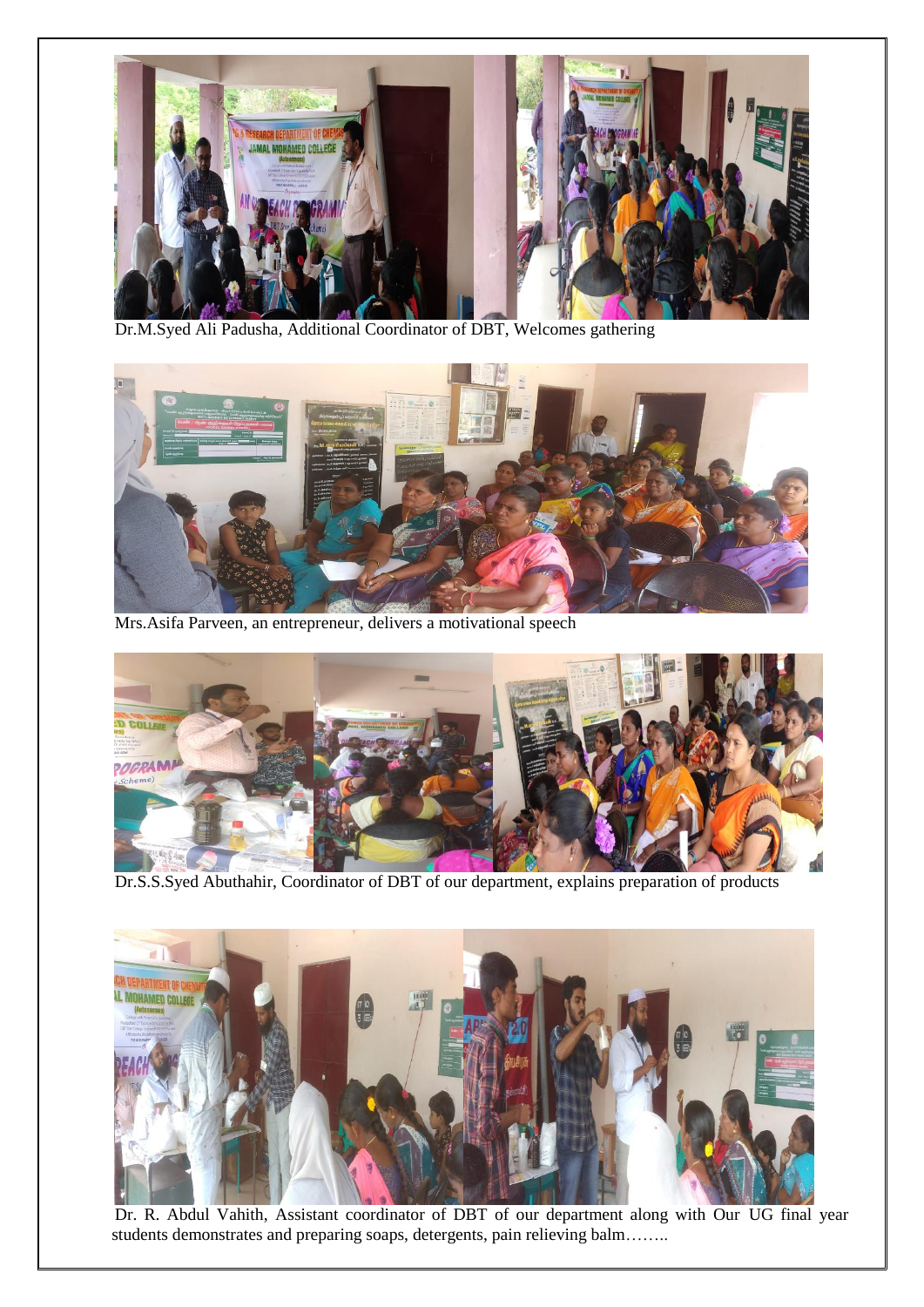Dr.M.Syed Ali Padusha, Additional Coordinator of DBT, Welcomes gathering

Mrs.Asifa Parveen, an entrepreneur, delivers a motivational speech

Dr.S.S.Syed Abuthahir, Coordinator of DBT of our department, explains preparation of products

Dr. R. Abdul Vahith, Assistant coordinator of DBT of our department along with Our UG final year students demonstrates and preparing soaps, detergents, pain relieving balm……..